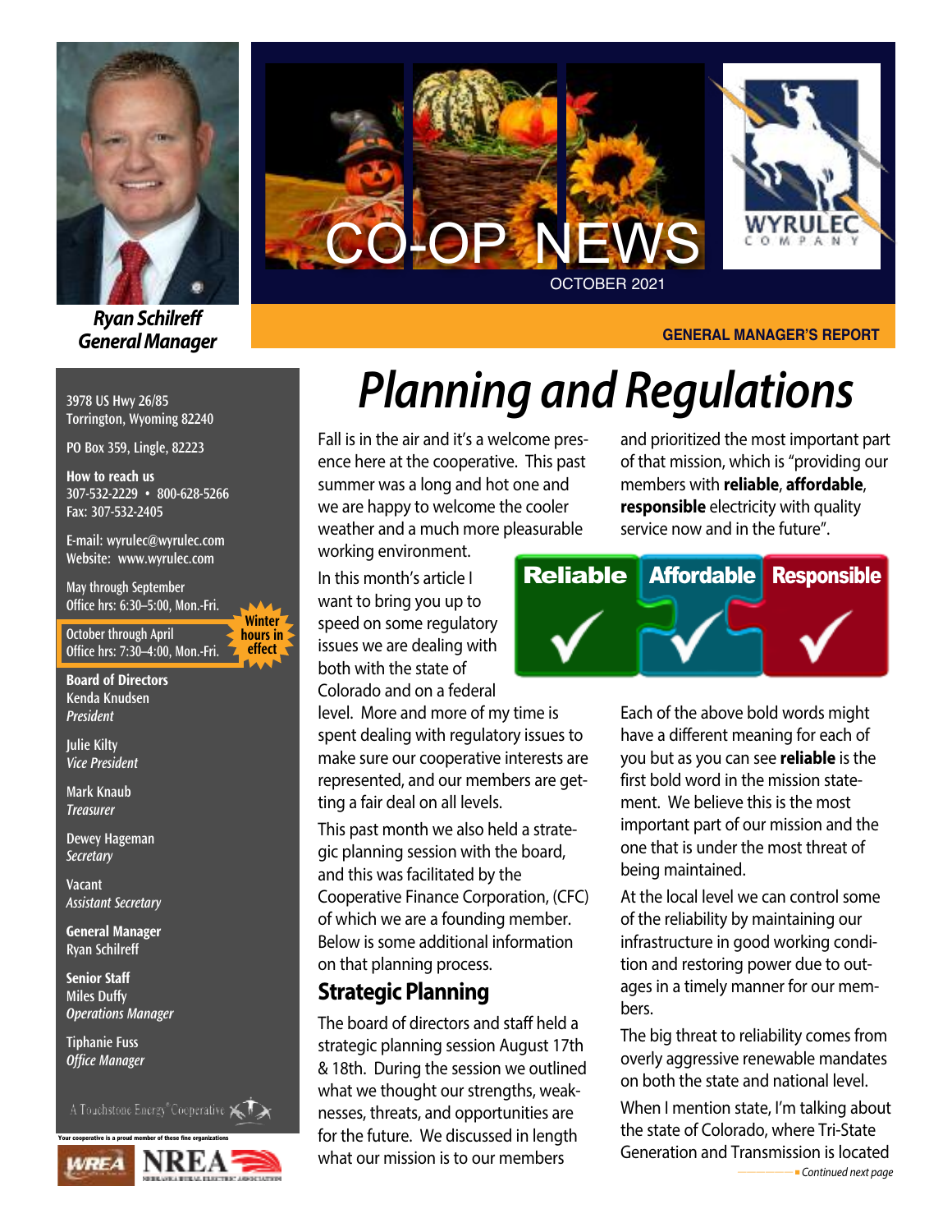# CO-OP NEWS

OCTOBER 2021

WYRULEC COMPANY

**GENERAL MANAGER'S REPORT**

***Ryan Schilreff***
***General Manager***

3978 US Hwy 26/85
Torrington, Wyoming 82240

PO Box 359, Lingle, 82223

**How to reach us**
307-532-2229 • 800-628-5266
Fax: 307-532-2405

E-mail: wyrulec@wyrulec.com
Website: www.wyrulec.com

May through September
Office hrs: 6:30–5:00, Mon.-Fri.

October through April
Office hrs: 7:30–4:00, Mon.-Fri.

**Winter hours in effect**

**Board of Directors**
Kenda Knudsen
*President*

Julie Kilty
*Vice President*

Mark Knaub
*Treasurer*

Dewey Hageman
*Secretary*

Vacant
*Assistant Secretary*

**General Manager**
Ryan Schilreff

**Senior Staff**
Miles Duffy
*Operations Manager*

Tiphanie Fuss
*Office Manager*

A Touchstone Energy® Cooperative

Your cooperative is a proud member of these fine organizations

WREA NREA

# *Planning and Regulations*

Fall is in the air and it's a welcome presence here at the cooperative. This past summer was a long and hot one and we are happy to welcome the cooler weather and a much more pleasurable working environment.

In this month's article I want to bring you up to speed on some regulatory issues we are dealing with both with the state of Colorado and on a federal level. More and more of my time is spent dealing with regulatory issues to make sure our cooperative interests are represented, and our members are getting a fair deal on all levels.

This past month we also held a strategic planning session with the board, and this was facilitated by the Cooperative Finance Corporation, (CFC) of which we are a founding member. Below is some additional information on that planning process.

## Strategic Planning

The board of directors and staff held a strategic planning session August 17th & 18th. During the session we outlined what we thought our strengths, weaknesses, threats, and opportunities are for the future. We discussed in length what our mission is to our members and prioritized the most important part of that mission, which is "providing our members with **reliable**, **affordable**, **responsible** electricity with quality service now and in the future".

Reliable ✓ Affordable ✓ Responsible ✓

Each of the above bold words might have a different meaning for each of you but as you can see **reliable** is the first bold word in the mission statement. We believe this is the most important part of our mission and the one that is under the most threat of being maintained.

At the local level we can control some of the reliability by maintaining our infrastructure in good working condition and restoring power due to outages in a timely manner for our members.

The big threat to reliability comes from overly aggressive renewable mandates on both the state and national level.

When I mention state, I'm talking about the state of Colorado, where Tri-State Generation and Transmission is located

*Continued next page*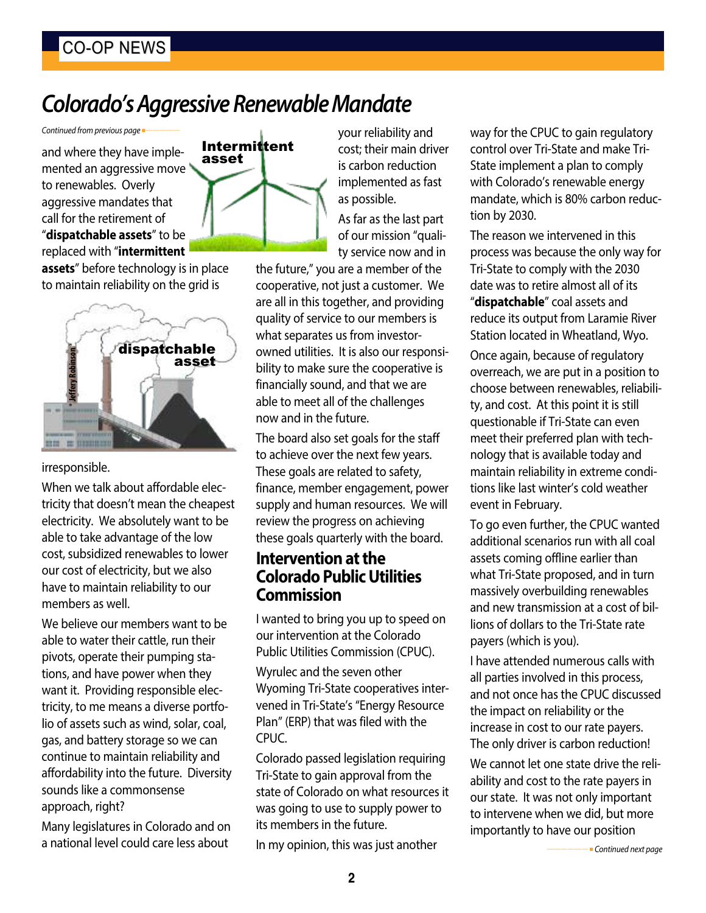# Colorado's Aggressive Renewable Mandate

*Continued from previous page*

and where they have implemented an aggressive move to renewables. Overly aggressive mandates that call for the retirement of "**dispatchable assets**" to be replaced with "**intermittent assets**" before technology is in place to maintain reliability on the grid is irresponsible.

When we talk about affordable electricity that doesn't mean the cheapest electricity. We absolutely want to be able to take advantage of the low cost, subsidized renewables to lower our cost of electricity, but we also have to maintain reliability to our members as well.

We believe our members want to be able to water their cattle, run their pivots, operate their pumping stations, and have power when they want it. Providing responsible electricity, to me means a diverse portfolio of assets such as wind, solar, coal, gas, and battery storage so we can continue to maintain reliability and affordability into the future. Diversity sounds like a commonsense approach, right?

Many legislatures in Colorado and on a national level could care less about your reliability and cost; their main driver is carbon reduction implemented as fast as possible.

As far as the last part of our mission "quality service now and in the future," you are a member of the cooperative, not just a customer. We are all in this together, and providing quality of service to our members is what separates us from investor-owned utilities. It is also our responsibility to make sure the cooperative is financially sound, and that we are able to meet all of the challenges now and in the future.

The board also set goals for the staff to achieve over the next few years. These goals are related to safety, finance, member engagement, power supply and human resources. We will review the progress on achieving these goals quarterly with the board.

## Intervention at the Colorado Public Utilities Commission

I wanted to bring you up to speed on our intervention at the Colorado Public Utilities Commission (CPUC).

Wyrulec and the seven other Wyoming Tri-State cooperatives intervened in Tri-State's "Energy Resource Plan" (ERP) that was filed with the CPUC.

Colorado passed legislation requiring Tri-State to gain approval from the state of Colorado on what resources it was going to use to supply power to its members in the future.

In my opinion, this was just another way for the CPUC to gain regulatory control over Tri-State and make Tri-State implement a plan to comply with Colorado's renewable energy mandate, which is 80% carbon reduction by 2030.

The reason we intervened in this process was because the only way for Tri-State to comply with the 2030 date was to retire almost all of its "**dispatchable**" coal assets and reduce its output from Laramie River Station located in Wheatland, Wyo.

Once again, because of regulatory overreach, we are put in a position to choose between renewables, reliability, and cost. At this point it is still questionable if Tri-State can even meet their preferred plan with technology that is available today and maintain reliability in extreme conditions like last winter's cold weather event in February.

To go even further, the CPUC wanted additional scenarios run with all coal assets coming offline earlier than what Tri-State proposed, and in turn massively overbuilding renewables and new transmission at a cost of billions of dollars to the Tri-State rate payers (which is you).

I have attended numerous calls with all parties involved in this process, and not once has the CPUC discussed the impact on reliability or the increase in cost to our rate payers. The only driver is carbon reduction!

We cannot let one state drive the reliability and cost to the rate payers in our state. It was not only important to intervene when we did, but more importantly to have our position

*Continued next page*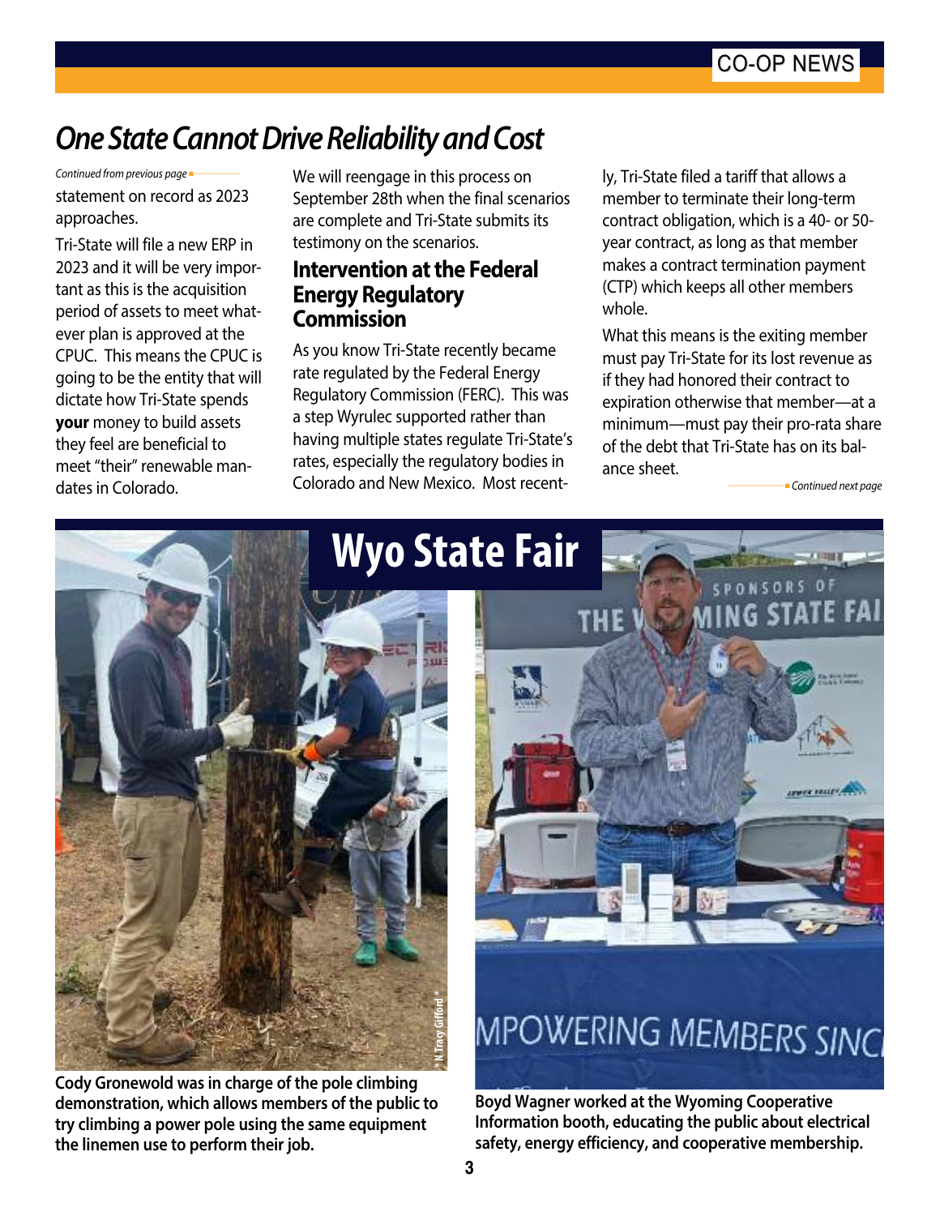# One State Cannot Drive Reliability and Cost

*Continued from previous page*

statement on record as 2023 approaches.

Tri-State will file a new ERP in 2023 and it will be very important as this is the acquisition period of assets to meet whatever plan is approved at the CPUC. This means the CPUC is going to be the entity that will dictate how Tri-State spends **your** money to build assets they feel are beneficial to meet "their" renewable mandates in Colorado.

We will reengage in this process on September 28th when the final scenarios are complete and Tri-State submits its testimony on the scenarios.

## Intervention at the Federal Energy Regulatory Commission

As you know Tri-State recently became rate regulated by the Federal Energy Regulatory Commission (FERC). This was a step Wyrulec supported rather than having multiple states regulate Tri-State's rates, especially the regulatory bodies in Colorado and New Mexico. Most recently, Tri-State filed a tariff that allows a member to terminate their long-term contract obligation, which is a 40- or 50-year contract, as long as that member makes a contract termination payment (CTP) which keeps all other members whole.

What this means is the exiting member must pay Tri-State for its lost revenue as if they had honored their contract to expiration otherwise that member—at a minimum—must pay their pro-rata share of the debt that Tri-State has on its balance sheet.

*Continued next page*

# Wyo State Fair

Cody Gronewold was in charge of the pole climbing demonstration, which allows members of the public to try climbing a power pole using the same equipment the linemen use to perform their job.

Boyd Wagner worked at the Wyoming Cooperative Information booth, educating the public about electrical safety, energy efficiency, and cooperative membership.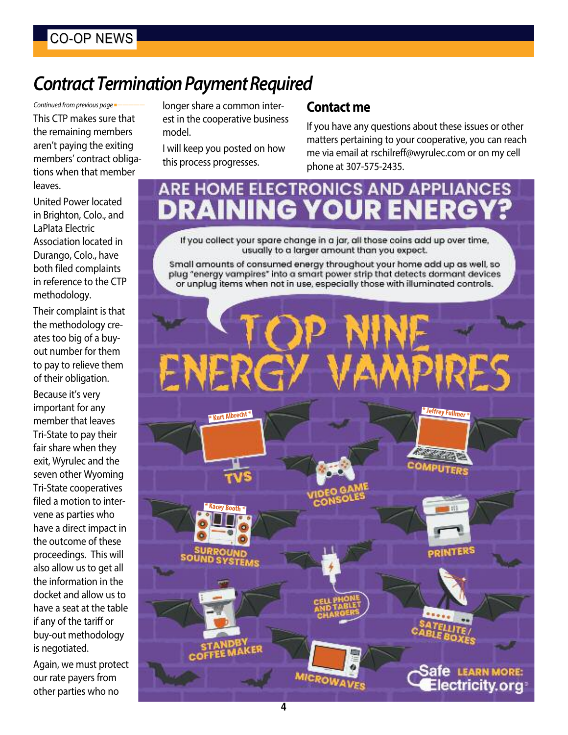CO-OP NEWS

# *Contract Termination Payment Required*

*Continued from previous page*

This CTP makes sure that the remaining members aren't paying the exiting members' contract obligations when that member leaves.

United Power located in Brighton, Colo., and LaPlata Electric Association located in Durango, Colo., have both filed complaints in reference to the CTP methodology.

Their complaint is that the methodology creates too big of a buy-out number for them to pay to relieve them of their obligation.

Because it's very important for any member that leaves Tri-State to pay their fair share when they exit, Wyrulec and the seven other Wyoming Tri-State cooperatives filed a motion to intervene as parties who have a direct impact in the outcome of these proceedings. This will also allow us to get all the information in the docket and allow us to have a seat at the table if any of the tariff or buy-out methodology is negotiated.

Again, we must protect our rate payers from other parties who no longer share a common interest in the cooperative business model.

I will keep you posted on how this process progresses.

## Contact me

If you have any questions about these issues or other matters pertaining to your cooperative, you can reach me via email at rschilreff@wyrulec.com or on my cell phone at 307-575-2435.

## ARE HOME ELECTRONICS AND APPLIANCES DRAINING YOUR ENERGY?

If you collect your spare change in a jar, all those coins add up over time, usually to a larger amount than you expect.

Small amounts of consumed energy throughout your home add up as well, so plug "energy vampires" into a smart power strip that detects dormant devices or unplug items when not in use, especially those with illuminated controls.

### TOP NINE ENERGY VAMPIRES

* Kurt Albrecht *

TVS

VIDEO GAME CONSOLES

* Jeffrey Fullmer *

COMPUTERS

* Kacey Booth *

SURROUND SOUND SYSTEMS

PRINTERS

CELL PHONE AND TABLET CHARGERS

STANDBY COFFEE MAKER

SATELLITE / CABLE BOXES

MICROWAVES

Safe Electricity.org LEARN MORE: